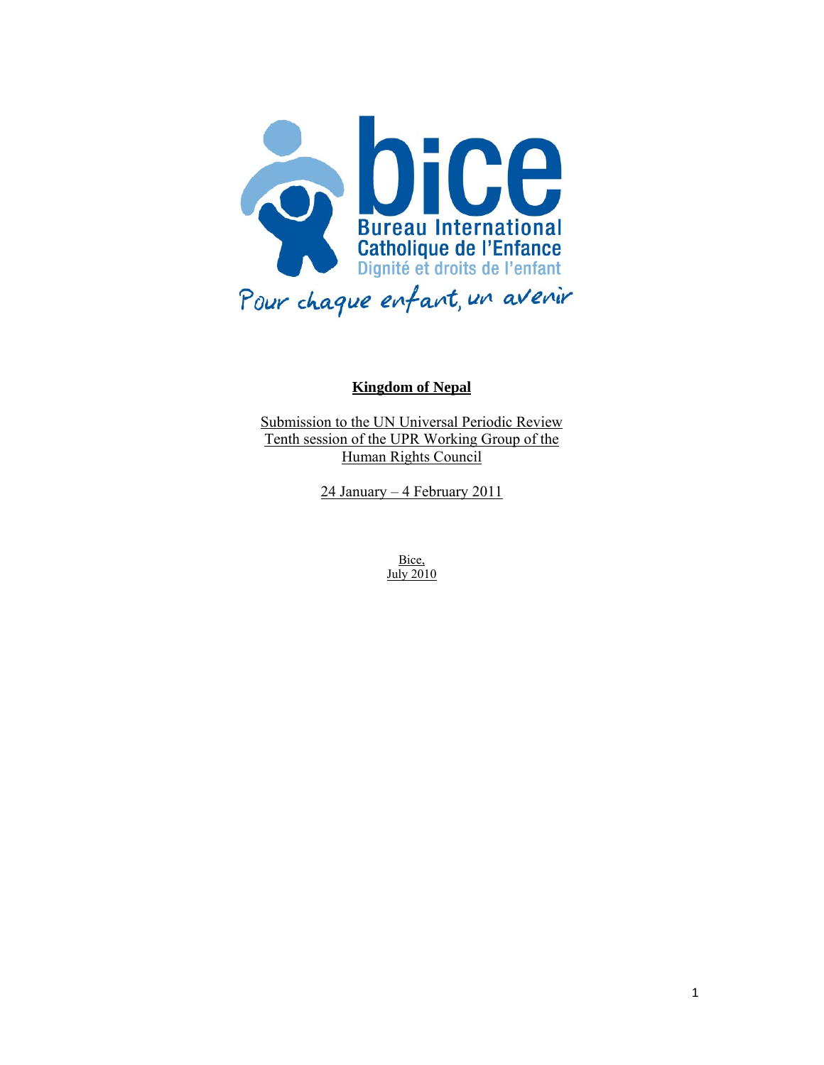bice

Bureau International Catholique de l'Enfance

Dignité et droits de l'enfant

Pour chaque enfant, un avenir

# Kingdom of Nepal

Submission to the UN Universal Periodic Review
Tenth session of the UPR Working Group of the Human Rights Council

24 January – 4 February 2011

Bice,
July 2010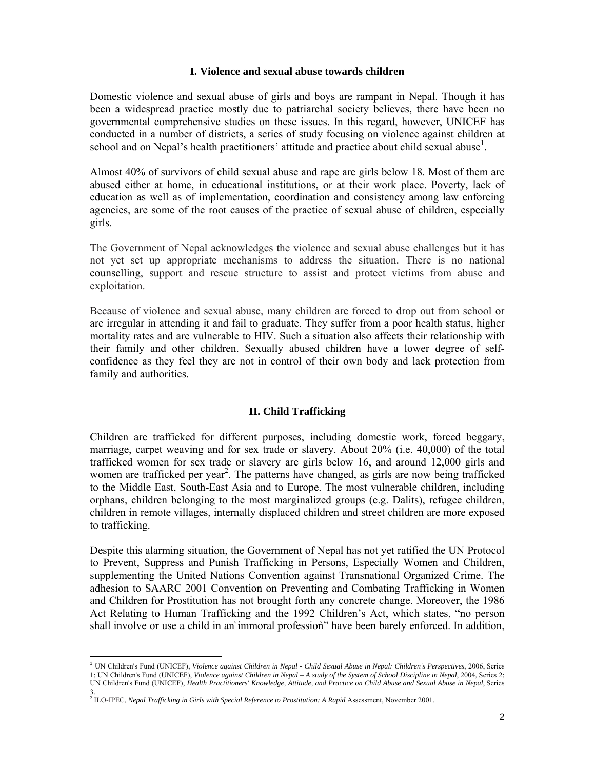## I. Violence and sexual abuse towards children

Domestic violence and sexual abuse of girls and boys are rampant in Nepal. Though it has been a widespread practice mostly due to patriarchal society believes, there have been no governmental comprehensive studies on these issues. In this regard, however, UNICEF has conducted in a number of districts, a series of study focusing on violence against children at school and on Nepal's health practitioners' attitude and practice about child sexual abuse[1].

Almost 40% of survivors of child sexual abuse and rape are girls below 18. Most of them are abused either at home, in educational institutions, or at their work place. Poverty, lack of education as well as of implementation, coordination and consistency among law enforcing agencies, are some of the root causes of the practice of sexual abuse of children, especially girls.

The Government of Nepal acknowledges the violence and sexual abuse challenges but it has not yet set up appropriate mechanisms to address the situation. There is no national counselling, support and rescue structure to assist and protect victims from abuse and exploitation.

Because of violence and sexual abuse, many children are forced to drop out from school or are irregular in attending it and fail to graduate. They suffer from a poor health status, higher mortality rates and are vulnerable to HIV. Such a situation also affects their relationship with their family and other children. Sexually abused children have a lower degree of self-confidence as they feel they are not in control of their own body and lack protection from family and authorities.

## II. Child Trafficking

Children are trafficked for different purposes, including domestic work, forced beggary, marriage, carpet weaving and for sex trade or slavery. About 20% (i.e. 40,000) of the total trafficked women for sex trade or slavery are girls below 16, and around 12,000 girls and women are trafficked per year[2]. The patterns have changed, as girls are now being trafficked to the Middle East, South-East Asia and to Europe. The most vulnerable children, including orphans, children belonging to the most marginalized groups (e.g. Dalits), refugee children, children in remote villages, internally displaced children and street children are more exposed to trafficking.

Despite this alarming situation, the Government of Nepal has not yet ratified the UN Protocol to Prevent, Suppress and Punish Trafficking in Persons, Especially Women and Children, supplementing the United Nations Convention against Transnational Organized Crime. The adhesion to SAARC 2001 Convention on Preventing and Combating Trafficking in Women and Children for Prostitution has not brought forth any concrete change. Moreover, the 1986 Act Relating to Human Trafficking and the 1992 Children's Act, which states, "no person shall involve or use a child in an`immoral professiòn" have been barely enforced. In addition,

---

[1] UN Children's Fund (UNICEF), *Violence against Children in Nepal - Child Sexual Abuse in Nepal: Children's Perspectives*, 2006, Series 1; UN Children's Fund (UNICEF), *Violence against Children in Nepal – A study of the System of School Discipline in Nepal*, 2004, Series 2; UN Children's Fund (UNICEF), *Health Practitioners' Knowledge, Attitude, and Practice on Child Abuse and Sexual Abuse in Nepal*, Series 3.

[2] ILO-IPEC, *Nepal Trafficking in Girls with Special Reference to Prostitution: A Rapid* Assessment, November 2001.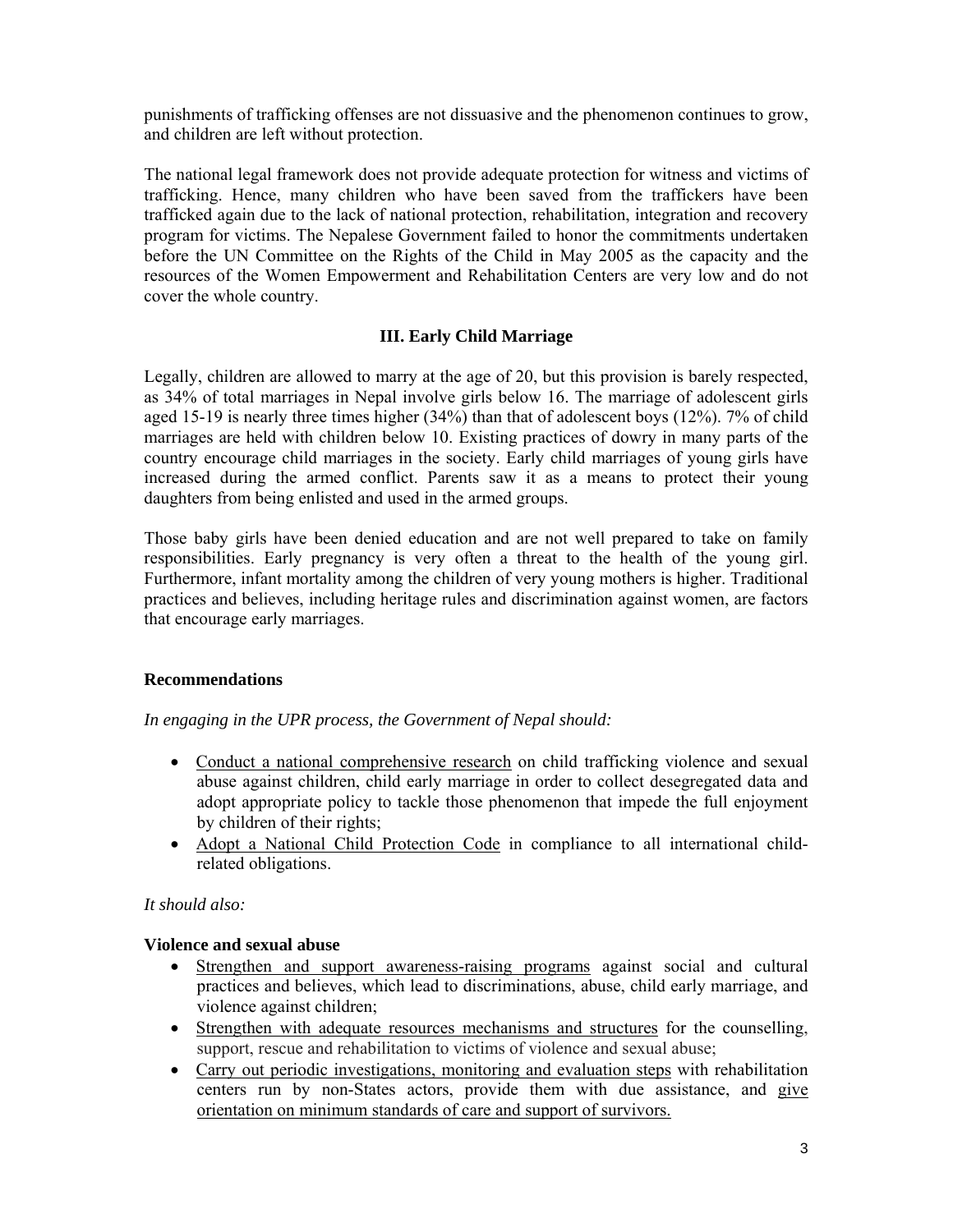punishments of trafficking offenses are not dissuasive and the phenomenon continues to grow, and children are left without protection.

The national legal framework does not provide adequate protection for witness and victims of trafficking. Hence, many children who have been saved from the traffickers have been trafficked again due to the lack of national protection, rehabilitation, integration and recovery program for victims. The Nepalese Government failed to honor the commitments undertaken before the UN Committee on the Rights of the Child in May 2005 as the capacity and the resources of the Women Empowerment and Rehabilitation Centers are very low and do not cover the whole country.

### III. Early Child Marriage

Legally, children are allowed to marry at the age of 20, but this provision is barely respected, as 34% of total marriages in Nepal involve girls below 16. The marriage of adolescent girls aged 15-19 is nearly three times higher (34%) than that of adolescent boys (12%). 7% of child marriages are held with children below 10. Existing practices of dowry in many parts of the country encourage child marriages in the society. Early child marriages of young girls have increased during the armed conflict. Parents saw it as a means to protect their young daughters from being enlisted and used in the armed groups.

Those baby girls have been denied education and are not well prepared to take on family responsibilities. Early pregnancy is very often a threat to the health of the young girl. Furthermore, infant mortality among the children of very young mothers is higher. Traditional practices and believes, including heritage rules and discrimination against women, are factors that encourage early marriages.

### Recommendations

*In engaging in the UPR process, the Government of Nepal should:*

- Conduct a national comprehensive research on child trafficking violence and sexual abuse against children, child early marriage in order to collect desegregated data and adopt appropriate policy to tackle those phenomenon that impede the full enjoyment by children of their rights;
- Adopt a National Child Protection Code in compliance to all international child-related obligations.

*It should also:*

**Violence and sexual abuse**

- Strengthen and support awareness-raising programs against social and cultural practices and believes, which lead to discriminations, abuse, child early marriage, and violence against children;
- Strengthen with adequate resources mechanisms and structures for the counselling, support, rescue and rehabilitation to victims of violence and sexual abuse;
- Carry out periodic investigations, monitoring and evaluation steps with rehabilitation centers run by non-States actors, provide them with due assistance, and give orientation on minimum standards of care and support of survivors.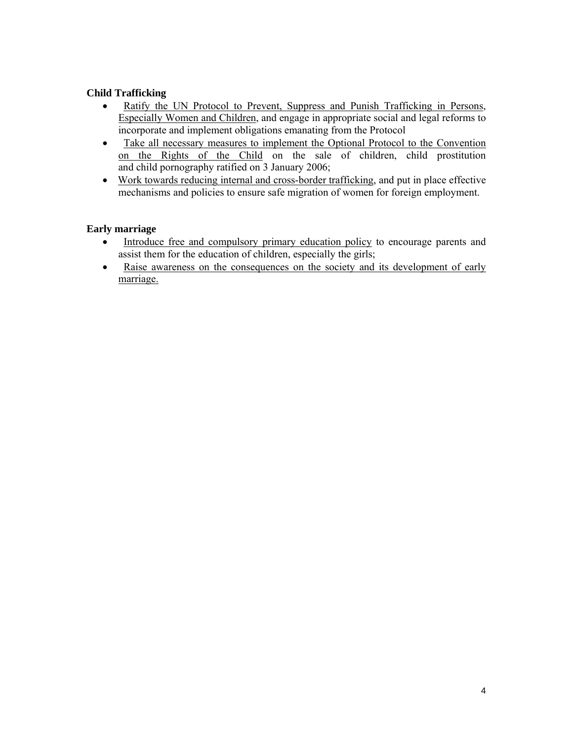**Child Trafficking**

- Ratify the UN Protocol to Prevent, Suppress and Punish Trafficking in Persons, Especially Women and Children, and engage in appropriate social and legal reforms to incorporate and implement obligations emanating from the Protocol
- Take all necessary measures to implement the Optional Protocol to the Convention on the Rights of the Child on the sale of children, child prostitution and child pornography ratified on 3 January 2006;
- Work towards reducing internal and cross-border trafficking, and put in place effective mechanisms and policies to ensure safe migration of women for foreign employment.

**Early marriage**

- Introduce free and compulsory primary education policy to encourage parents and assist them for the education of children, especially the girls;
- Raise awareness on the consequences on the society and its development of early marriage.